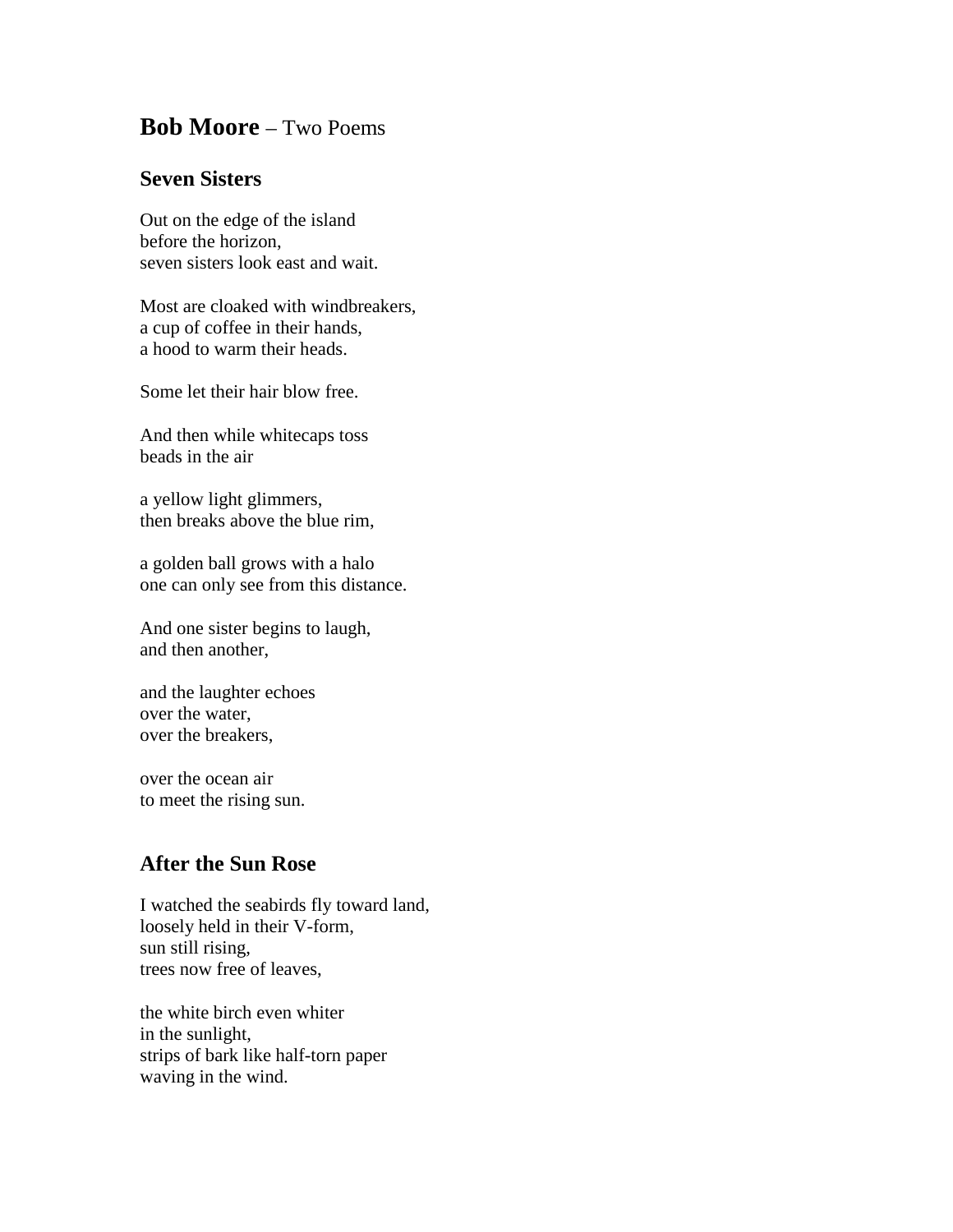## **Bob Moore** – Two Poems

### Seven Sisters

Out on the edge of the island  
before the horizon,  
seven sisters look east and wait.

Most are cloaked with windbreakers,  
a cup of coffee in their hands,  
a hood to warm their heads.

Some let their hair blow free.

And then while whitecaps toss  
beads in the air

a yellow light glimmers,  
then breaks above the blue rim,

a golden ball grows with a halo  
one can only see from this distance.

And one sister begins to laugh,  
and then another,

and the laughter echoes  
over the water,  
over the breakers,

over the ocean air  
to meet the rising sun.

### After the Sun Rose

I watched the seabirds fly toward land,  
loosely held in their V-form,  
sun still rising,  
trees now free of leaves,

the white birch even whiter  
in the sunlight,  
strips of bark like half-torn paper  
waving in the wind.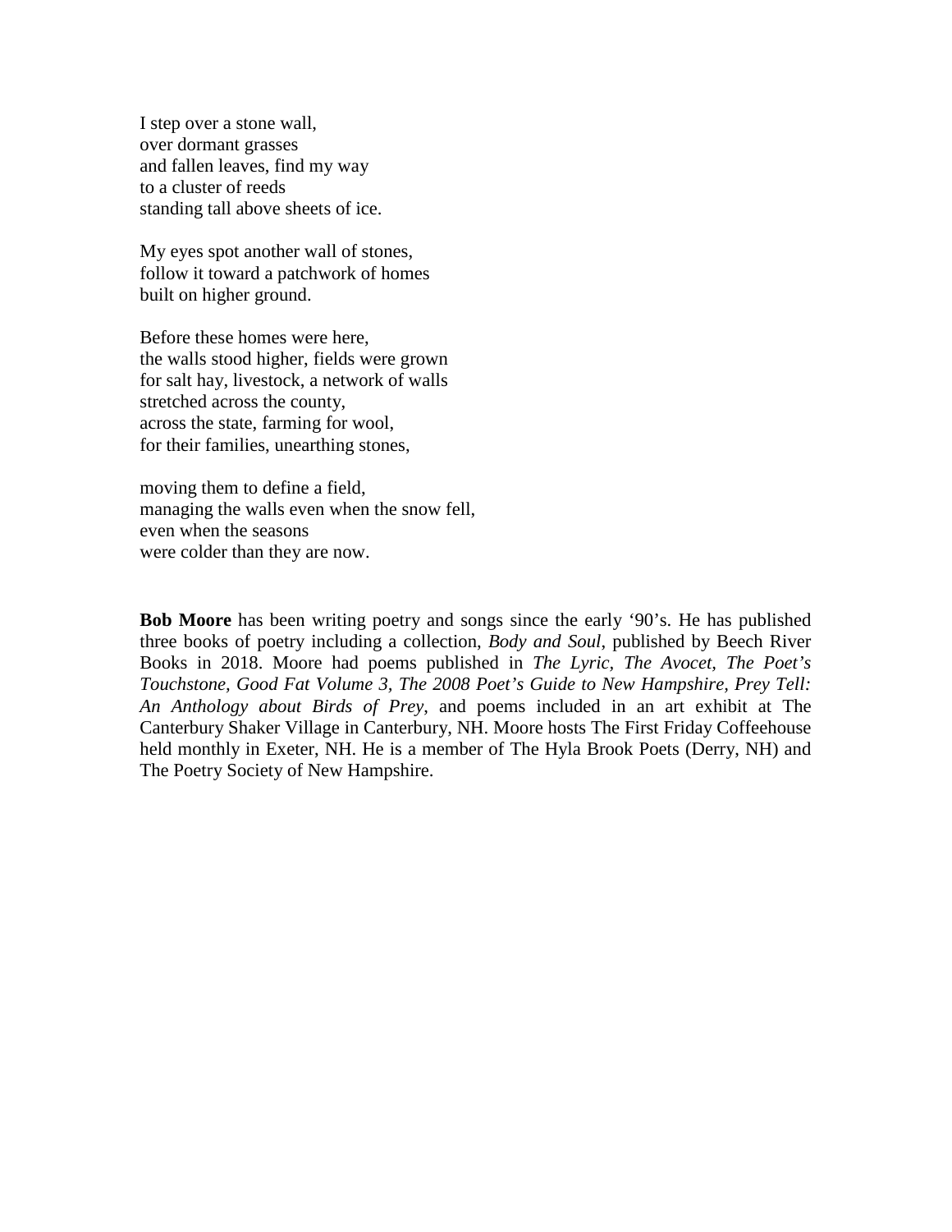I step over a stone wall,  
over dormant grasses  
and fallen leaves, find my way  
to a cluster of reeds  
standing tall above sheets of ice.

My eyes spot another wall of stones,  
follow it toward a patchwork of homes  
built on higher ground.

Before these homes were here,  
the walls stood higher, fields were grown  
for salt hay, livestock, a network of walls  
stretched across the county,  
across the state, farming for wool,  
for their families, unearthing stones,

moving them to define a field,  
managing the walls even when the snow fell,  
even when the seasons  
were colder than they are now.

**Bob Moore** has been writing poetry and songs since the early '90's. He has published three books of poetry including a collection, *Body and Soul*, published by Beech River Books in 2018. Moore had poems published in *The Lyric, The Avocet, The Poet's Touchstone, Good Fat Volume 3, The 2008 Poet's Guide to New Hampshire, Prey Tell: An Anthology about Birds of Prey*, and poems included in an art exhibit at The Canterbury Shaker Village in Canterbury, NH. Moore hosts The First Friday Coffeehouse held monthly in Exeter, NH. He is a member of The Hyla Brook Poets (Derry, NH) and The Poetry Society of New Hampshire.